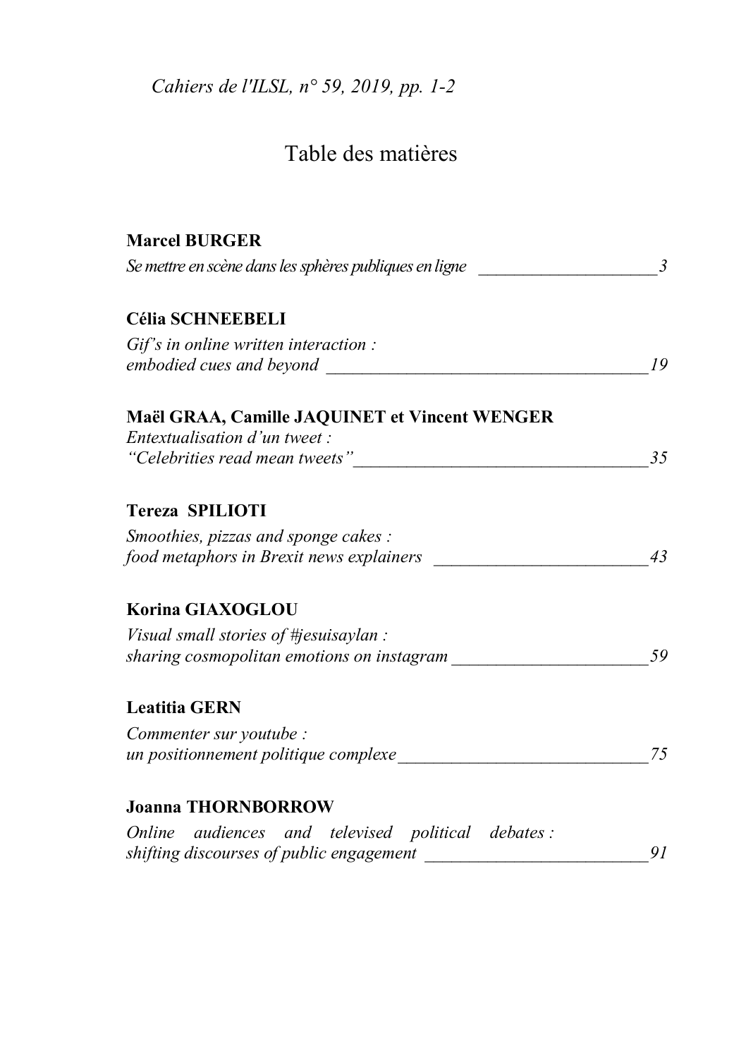# Table des matières

**Marcel BURGER**

*Se mettre en scène dans les sphères publiques en ligne* — 3

**Célia SCHNEEBELI**

*Gif's in online written interaction : embodied cues and beyond* — 19

**Maël GRAA, Camille JAQUINET et Vincent WENGER**

*Entextualisation d'un tweet : "Celebrities read mean tweets"* — 35

**Tereza SPILIOTI**

*Smoothies, pizzas and sponge cakes : food metaphors in Brexit news explainers* — 43

**Korina GIAXOGLOU**

*Visual small stories of #jesuisaylan : sharing cosmopolitan emotions on instagram* — 59

**Leatitia GERN**

*Commenter sur youtube : un positionnement politique complexe* — 75

**Joanna THORNBORROW**

*Online audiences and televised political debates : shifting discourses of public engagement* — 91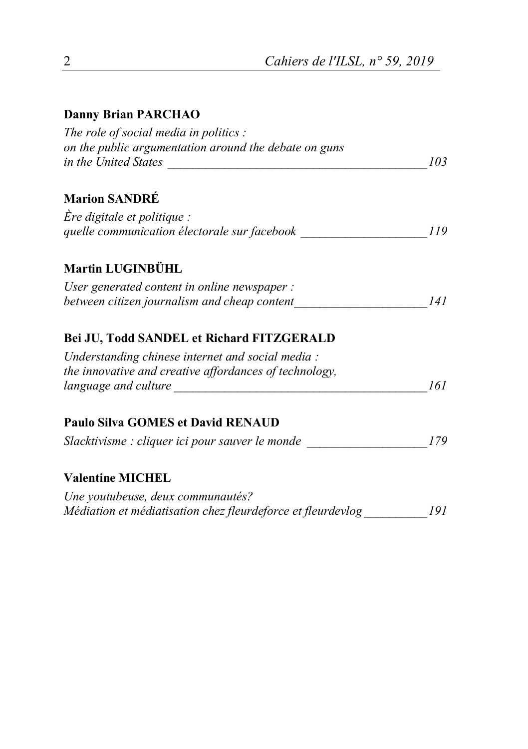**Danny Brian PARCHAO**

*The role of social media in politics :
on the public argumentation around the debate on guns
in the United States* ________________________________________ *103*

**Marion SANDRÉ**

*Ère digitale et politique :
quelle communication électorale sur facebook* ____________________ *119*

**Martin LUGINBÜHL**

*User generated content in online newspaper :
between citizen journalism and cheap content*_____________________ *141*

**Bei JU, Todd SANDEL et Richard FITZGERALD**

*Understanding chinese internet and social media :
the innovative and creative affordances of technology,
language and culture* ________________________________________ *161*

**Paulo Silva GOMES et David RENAUD**

*Slacktivisme : cliquer ici pour sauver le monde* ___________________ *179*

**Valentine MICHEL**

*Une youtubeuse, deux communautés?
Médiation et médiatisation chez fleurdeforce et fleurdevlog* __________ *191*